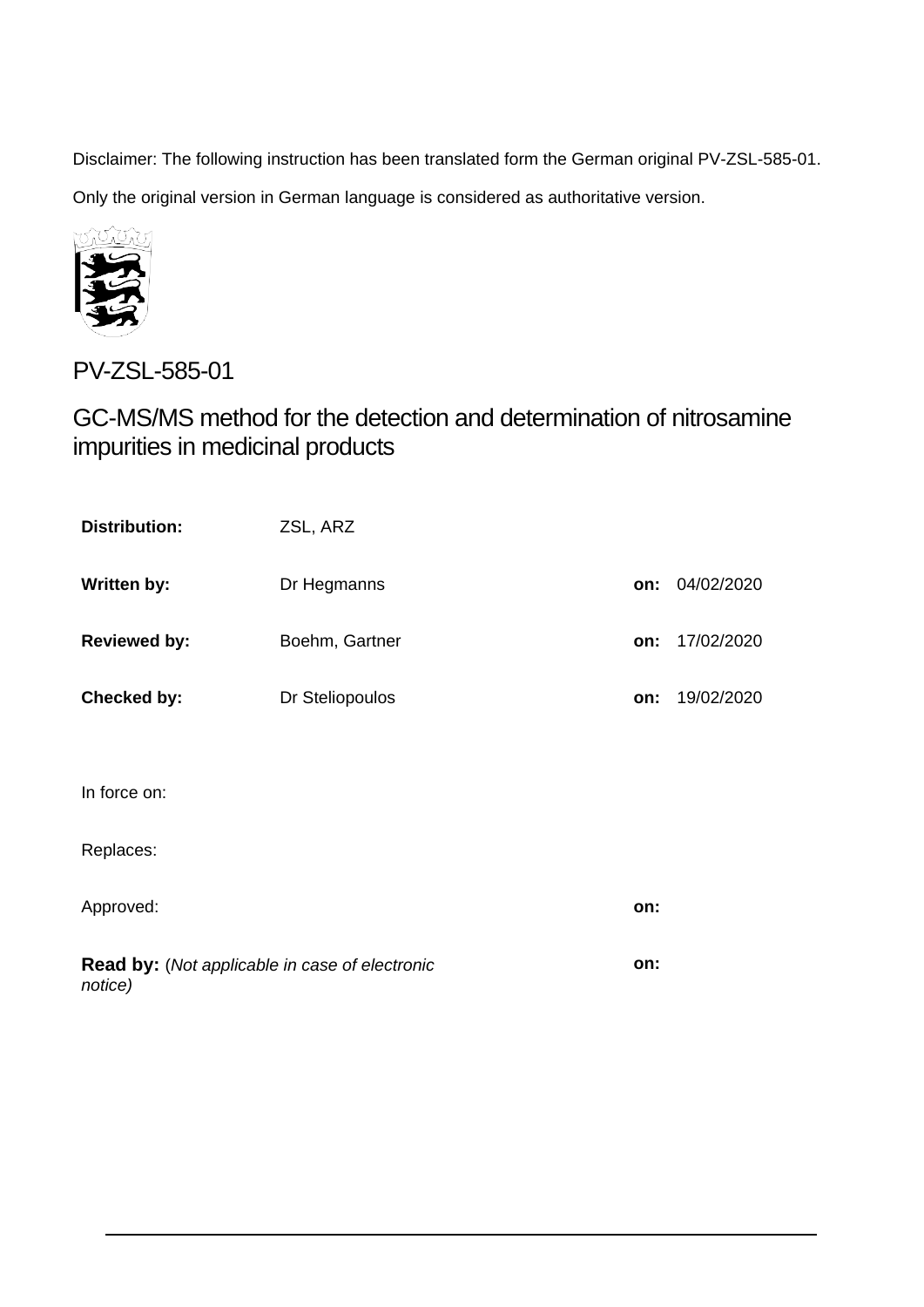Disclaimer: The following instruction has been translated form the German original PV-ZSL-585-01.

Only the original version in German language is considered as authoritative version.

# PV-ZSL-585-01

## GC-MS/MS method for the detection and determination of nitrosamine impurities in medicinal products

| | | | |
|---|---|---|---|
| **Distribution:** | ZSL, ARZ | | |
| **Written by:** | Dr Hegmanns | **on:** | 04/02/2020 |
| **Reviewed by:** | Boehm, Gartner | **on:** | 17/02/2020 |
| **Checked by:** | Dr Steliopoulos | **on:** | 19/02/2020 |
| In force on: | | | |
| Replaces: | | | |
| Approved: | | **on:** | |
| **Read by:** (*Not applicable in case of electronic notice)* | | **on:** | |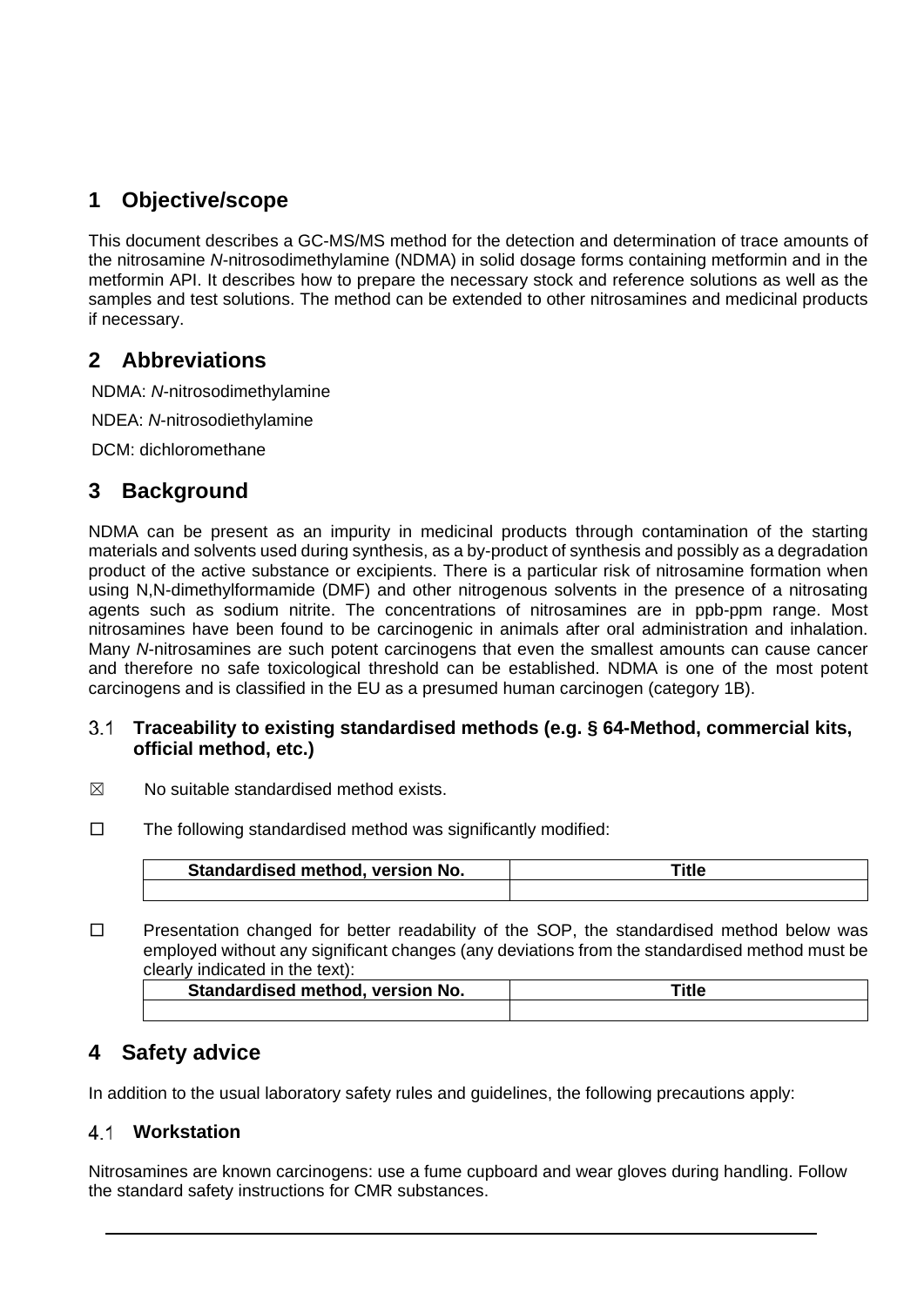# 1 Objective/scope

This document describes a GC-MS/MS method for the detection and determination of trace amounts of the nitrosamine *N*-nitrosodimethylamine (NDMA) in solid dosage forms containing metformin and in the metformin API. It describes how to prepare the necessary stock and reference solutions as well as the samples and test solutions. The method can be extended to other nitrosamines and medicinal products if necessary.

# 2 Abbreviations

NDMA: *N*-nitrosodimethylamine

NDEA: *N*-nitrosodiethylamine

DCM: dichloromethane

# 3 Background

NDMA can be present as an impurity in medicinal products through contamination of the starting materials and solvents used during synthesis, as a by-product of synthesis and possibly as a degradation product of the active substance or excipients. There is a particular risk of nitrosamine formation when using N,N-dimethylformamide (DMF) and other nitrogenous solvents in the presence of a nitrosating agents such as sodium nitrite. The concentrations of nitrosamines are in ppb-ppm range. Most nitrosamines have been found to be carcinogenic in animals after oral administration and inhalation. Many *N*-nitrosamines are such potent carcinogens that even the smallest amounts can cause cancer and therefore no safe toxicological threshold can be established. NDMA is one of the most potent carcinogens and is classified in the EU as a presumed human carcinogen (category 1B).

## 3.1 Traceability to existing standardised methods (e.g. § 64-Method, commercial kits, official method, etc.)

☒ No suitable standardised method exists.

☐ The following standardised method was significantly modified:

| Standardised method, version No. | Title |
|---|---|
| | |

☐ Presentation changed for better readability of the SOP, the standardised method below was employed without any significant changes (any deviations from the standardised method must be clearly indicated in the text):

| Standardised method, version No. | Title |
|---|---|
| | |

# 4 Safety advice

In addition to the usual laboratory safety rules and guidelines, the following precautions apply:

## 4.1 Workstation

Nitrosamines are known carcinogens: use a fume cupboard and wear gloves during handling. Follow the standard safety instructions for CMR substances.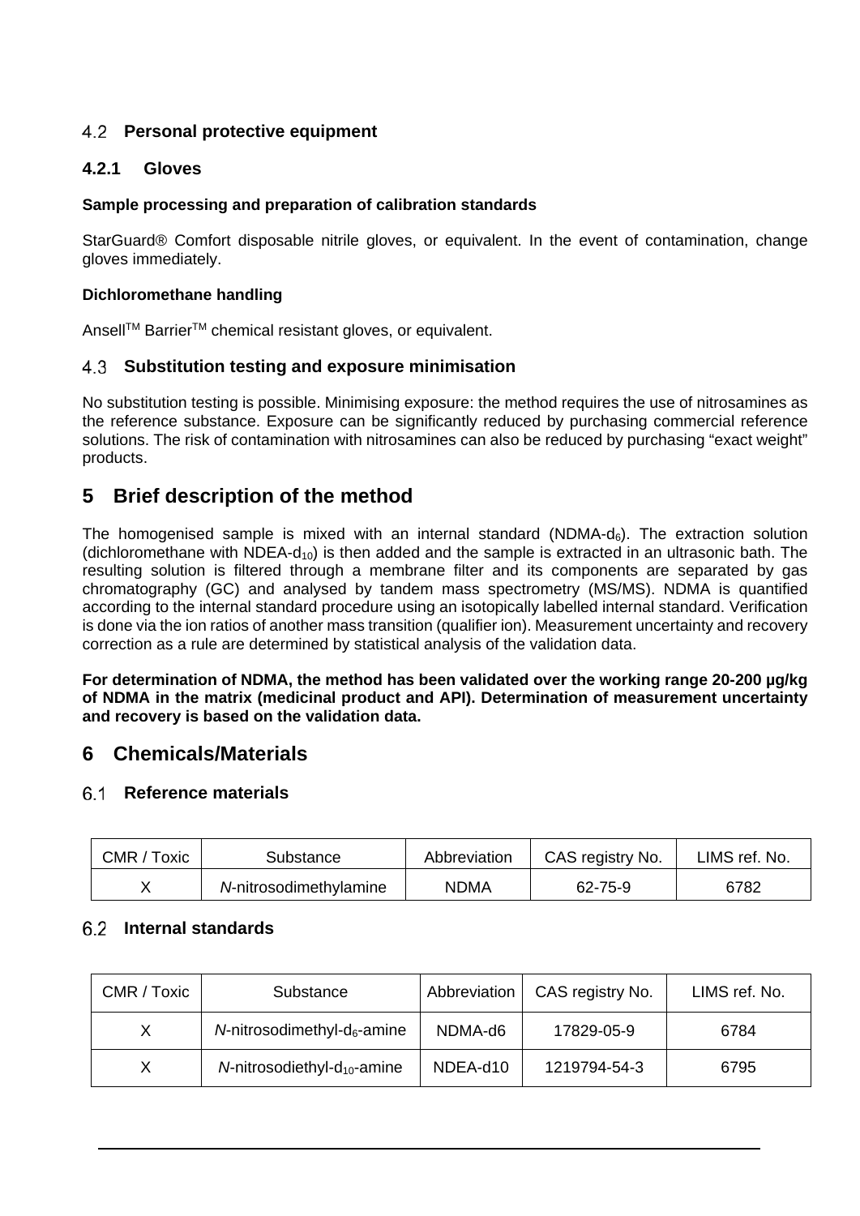## 4.2 Personal protective equipment

### 4.2.1 Gloves

**Sample processing and preparation of calibration standards**

StarGuard® Comfort disposable nitrile gloves, or equivalent. In the event of contamination, change gloves immediately.

**Dichloromethane handling**

Ansell™ Barrier™ chemical resistant gloves, or equivalent.

## 4.3 Substitution testing and exposure minimisation

No substitution testing is possible. Minimising exposure: the method requires the use of nitrosamines as the reference substance. Exposure can be significantly reduced by purchasing commercial reference solutions. The risk of contamination with nitrosamines can also be reduced by purchasing "exact weight" products.

# 5 Brief description of the method

The homogenised sample is mixed with an internal standard (NDMA-$d_6$). The extraction solution (dichloromethane with NDEA-$d_{10}$) is then added and the sample is extracted in an ultrasonic bath. The resulting solution is filtered through a membrane filter and its components are separated by gas chromatography (GC) and analysed by tandem mass spectrometry (MS/MS). NDMA is quantified according to the internal standard procedure using an isotopically labelled internal standard. Verification is done via the ion ratios of another mass transition (qualifier ion). Measurement uncertainty and recovery correction as a rule are determined by statistical analysis of the validation data.

**For determination of NDMA, the method has been validated over the working range 20-200 µg/kg of NDMA in the matrix (medicinal product and API). Determination of measurement uncertainty and recovery is based on the validation data.**

# 6 Chemicals/Materials

## 6.1 Reference materials

| CMR / Toxic | Substance | Abbreviation | CAS registry No. | LIMS ref. No. |
|---|---|---|---|---|
| X | *N*-nitrosodimethylamine | NDMA | 62-75-9 | 6782 |

## 6.2 Internal standards

| CMR / Toxic | Substance | Abbreviation | CAS registry No. | LIMS ref. No. |
|---|---|---|---|---|
| X | *N*-nitrosodimethyl-$d_6$-amine | NDMA-d6 | 17829-05-9 | 6784 |
| X | *N*-nitrosodiethyl-$d_{10}$-amine | NDEA-d10 | 1219794-54-3 | 6795 |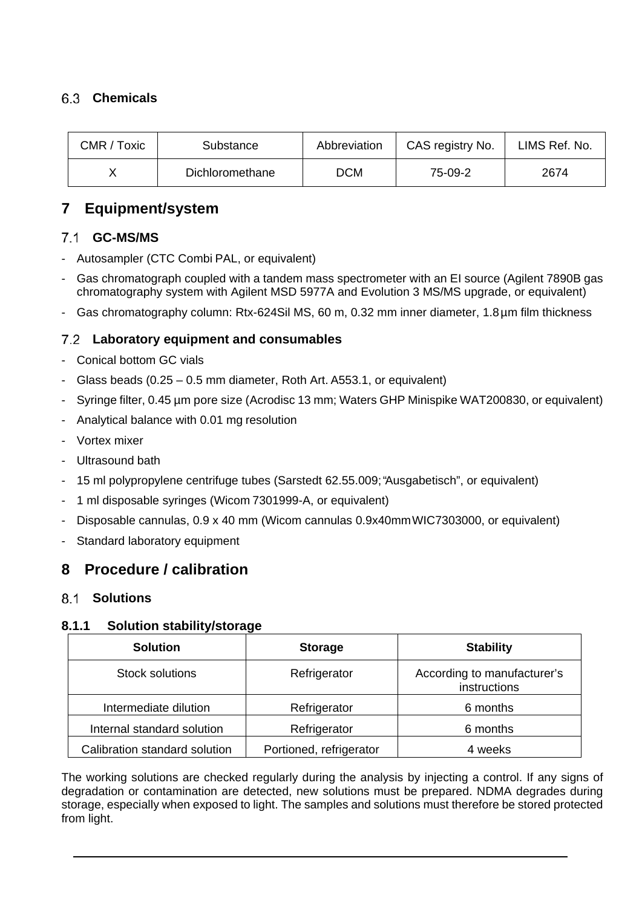### 6.3 Chemicals

| CMR / Toxic | Substance | Abbreviation | CAS registry No. | LIMS Ref. No. |
|---|---|---|---|---|
| X | Dichloromethane | DCM | 75-09-2 | 2674 |

## 7 Equipment/system

### 7.1 GC-MS/MS

- Autosampler (CTC Combi PAL, or equivalent)
- Gas chromatograph coupled with a tandem mass spectrometer with an EI source (Agilent 7890B gas chromatography system with Agilent MSD 5977A and Evolution 3 MS/MS upgrade, or equivalent)
- Gas chromatography column: Rtx-624Sil MS, 60 m, 0.32 mm inner diameter, 1.8 µm film thickness

### 7.2 Laboratory equipment and consumables

- Conical bottom GC vials
- Glass beads (0.25 – 0.5 mm diameter, Roth Art. A553.1, or equivalent)
- Syringe filter, 0.45 µm pore size (Acrodisc 13 mm; Waters GHP Minispike WAT200830, or equivalent)
- Analytical balance with 0.01 mg resolution
- Vortex mixer
- Ultrasound bath
- 15 ml polypropylene centrifuge tubes (Sarstedt 62.55.009; "Ausgabetisch", or equivalent)
- 1 ml disposable syringes (Wicom 7301999-A, or equivalent)
- Disposable cannulas, 0.9 x 40 mm (Wicom cannulas 0.9x40mm WIC7303000, or equivalent)
- Standard laboratory equipment

## 8 Procedure / calibration

### 8.1 Solutions

#### 8.1.1 Solution stability/storage

| Solution | Storage | Stability |
|---|---|---|
| Stock solutions | Refrigerator | According to manufacturer's instructions |
| Intermediate dilution | Refrigerator | 6 months |
| Internal standard solution | Refrigerator | 6 months |
| Calibration standard solution | Portioned, refrigerator | 4 weeks |

The working solutions are checked regularly during the analysis by injecting a control. If any signs of degradation or contamination are detected, new solutions must be prepared. NDMA degrades during storage, especially when exposed to light. The samples and solutions must therefore be stored protected from light.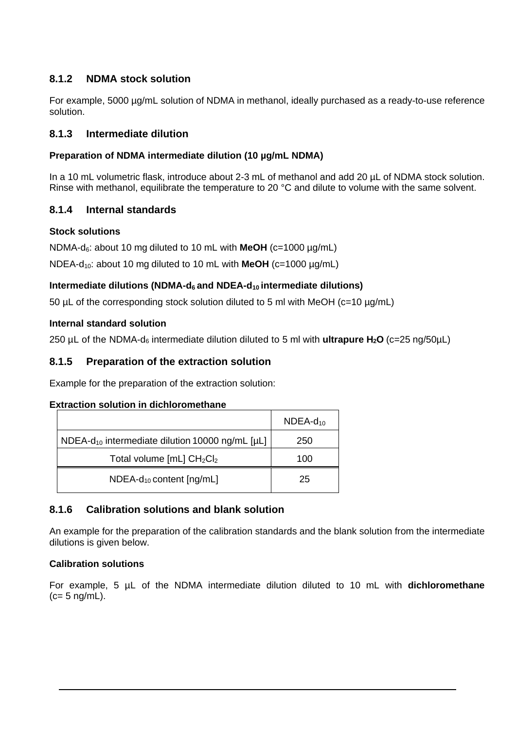### 8.1.2 NDMA stock solution

For example, 5000 µg/mL solution of NDMA in methanol, ideally purchased as a ready-to-use reference solution.

### 8.1.3 Intermediate dilution

**Preparation of NDMA intermediate dilution (10 µg/mL NDMA)**

In a 10 mL volumetric flask, introduce about 2-3 mL of methanol and add 20 µL of NDMA stock solution. Rinse with methanol, equilibrate the temperature to 20 °C and dilute to volume with the same solvent.

### 8.1.4 Internal standards

**Stock solutions**

NDMA-$d_6$: about 10 mg diluted to 10 mL with **MeOH** (c=1000 µg/mL)

NDEA-$d_{10}$: about 10 mg diluted to 10 mL with **MeOH** (c=1000 µg/mL)

**Intermediate dilutions (NDMA-$d_6$ and NDEA-$d_{10}$ intermediate dilutions)**

50 µL of the corresponding stock solution diluted to 5 ml with MeOH (c=10 µg/mL)

**Internal standard solution**

250 µL of the NDMA-$d_6$ intermediate dilution diluted to 5 ml with **ultrapure $H_2O$** (c=25 ng/50µL)

### 8.1.5 Preparation of the extraction solution

Example for the preparation of the extraction solution:

**Extraction solution in dichloromethane**

| | NDEA-$d_{10}$ |
|---|---|
| NDEA-$d_{10}$ intermediate dilution 10000 ng/mL [µL] | 250 |
| Total volume [mL] $CH_2Cl_2$ | 100 |
| NDEA-$d_{10}$ content [ng/mL] | 25 |

### 8.1.6 Calibration solutions and blank solution

An example for the preparation of the calibration standards and the blank solution from the intermediate dilutions is given below.

**Calibration solutions**

For example, 5 µL of the NDMA intermediate dilution diluted to 10 mL with **dichloromethane** (c= 5 ng/mL).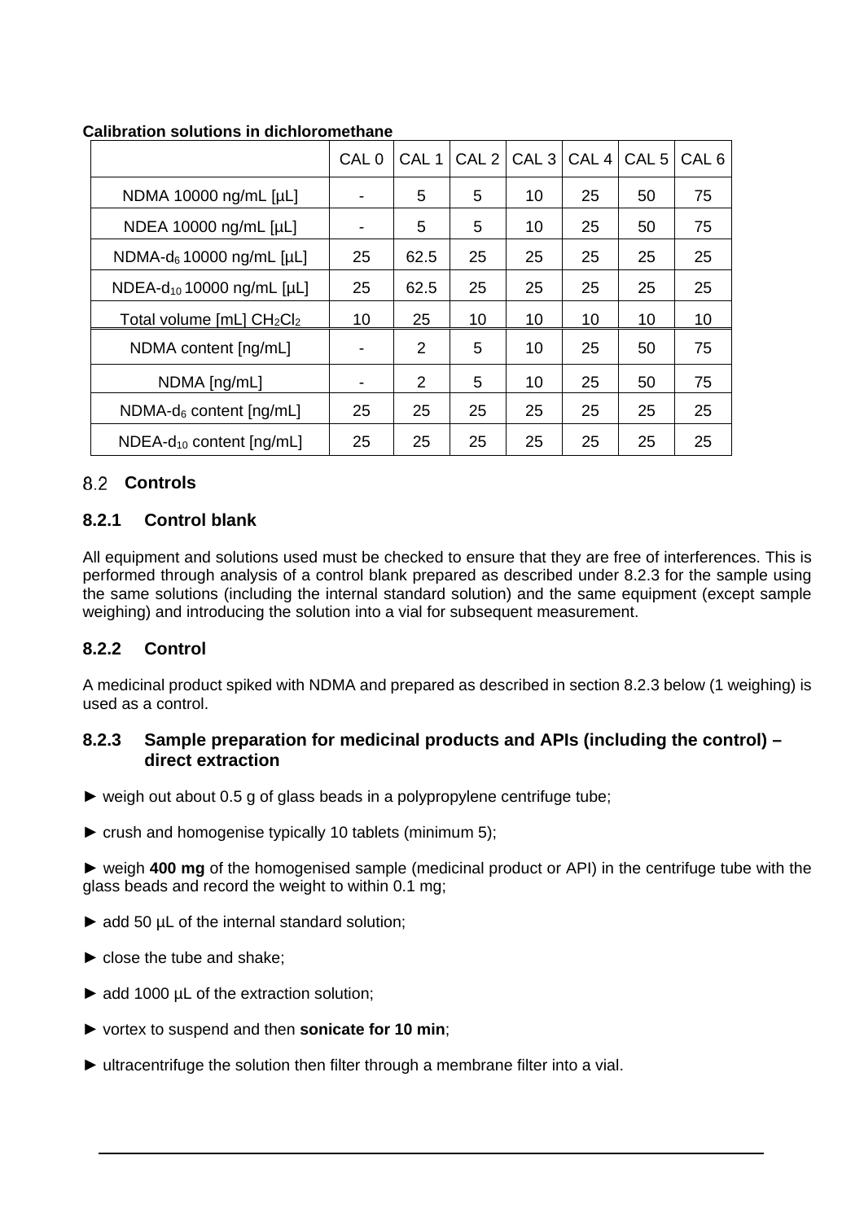**Calibration solutions in dichloromethane**

| | CAL 0 | CAL 1 | CAL 2 | CAL 3 | CAL 4 | CAL 5 | CAL 6 |
|---|---|---|---|---|---|---|---|
| NDMA 10000 ng/mL [µL] | - | 5 | 5 | 10 | 25 | 50 | 75 |
| NDEA 10000 ng/mL [µL] | - | 5 | 5 | 10 | 25 | 50 | 75 |
| NDMA-$d_6$ 10000 ng/mL [µL] | 25 | 62.5 | 25 | 25 | 25 | 25 | 25 |
| NDEA-$d_{10}$ 10000 ng/mL [µL] | 25 | 62.5 | 25 | 25 | 25 | 25 | 25 |
| Total volume [mL] $CH_2Cl_2$ | 10 | 25 | 10 | 10 | 10 | 10 | 10 |
| NDMA content [ng/mL] | - | 2 | 5 | 10 | 25 | 50 | 75 |
| NDMA [ng/mL] | - | 2 | 5 | 10 | 25 | 50 | 75 |
| NDMA-$d_6$ content [ng/mL] | 25 | 25 | 25 | 25 | 25 | 25 | 25 |
| NDEA-$d_{10}$ content [ng/mL] | 25 | 25 | 25 | 25 | 25 | 25 | 25 |

## 8.2 Controls

### 8.2.1 Control blank

All equipment and solutions used must be checked to ensure that they are free of interferences. This is performed through analysis of a control blank prepared as described under 8.2.3 for the sample using the same solutions (including the internal standard solution) and the same equipment (except sample weighing) and introducing the solution into a vial for subsequent measurement.

### 8.2.2 Control

A medicinal product spiked with NDMA and prepared as described in section 8.2.3 below (1 weighing) is used as a control.

### 8.2.3 Sample preparation for medicinal products and APIs (including the control) – direct extraction

► weigh out about 0.5 g of glass beads in a polypropylene centrifuge tube;

► crush and homogenise typically 10 tablets (minimum 5);

► weigh **400 mg** of the homogenised sample (medicinal product or API) in the centrifuge tube with the glass beads and record the weight to within 0.1 mg;

► add 50 µL of the internal standard solution;

► close the tube and shake;

► add 1000 µL of the extraction solution;

► vortex to suspend and then **sonicate for 10 min**;

► ultracentrifuge the solution then filter through a membrane filter into a vial.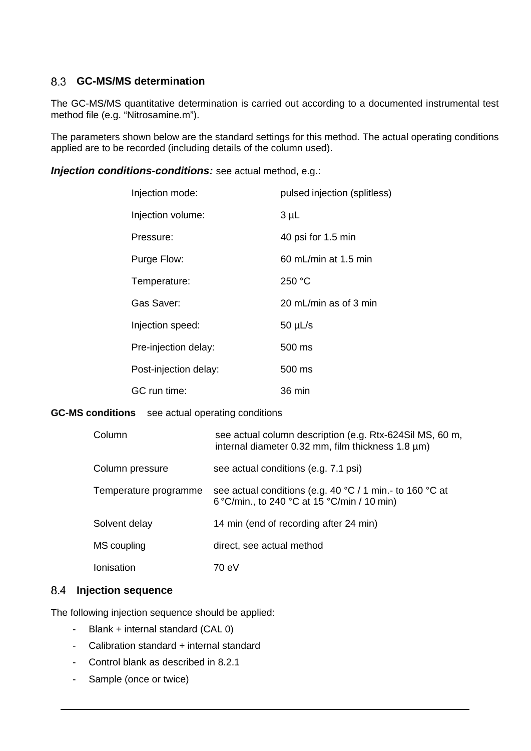## 8.3 GC-MS/MS determination

The GC-MS/MS quantitative determination is carried out according to a documented instrumental test method file (e.g. "Nitrosamine.m").

The parameters shown below are the standard settings for this method. The actual operating conditions applied are to be recorded (including details of the column used).

***Injection conditions-conditions:*** see actual method, e.g.:

| | |
|---|---|
| Injection mode: | pulsed injection (splitless) |
| Injection volume: | 3 µL |
| Pressure: | 40 psi for 1.5 min |
| Purge Flow: | 60 mL/min at 1.5 min |
| Temperature: | 250 °C |
| Gas Saver: | 20 mL/min as of 3 min |
| Injection speed: | 50 µL/s |
| Pre-injection delay: | 500 ms |
| Post-injection delay: | 500 ms |
| GC run time: | 36 min |

**GC-MS conditions** see actual operating conditions

| | |
|---|---|
| Column | see actual column description (e.g. Rtx-624Sil MS, 60 m, internal diameter 0.32 mm, film thickness 1.8 µm) |
| Column pressure | see actual conditions (e.g. 7.1 psi) |
| Temperature programme | see actual conditions (e.g. 40 °C / 1 min.- to 160 °C at 6 °C/min., to 240 °C at 15 °C/min / 10 min) |
| Solvent delay | 14 min (end of recording after 24 min) |
| MS coupling | direct, see actual method |
| Ionisation | 70 eV |

## 8.4 Injection sequence

The following injection sequence should be applied:

- Blank + internal standard (CAL 0)
- Calibration standard + internal standard
- Control blank as described in 8.2.1
- Sample (once or twice)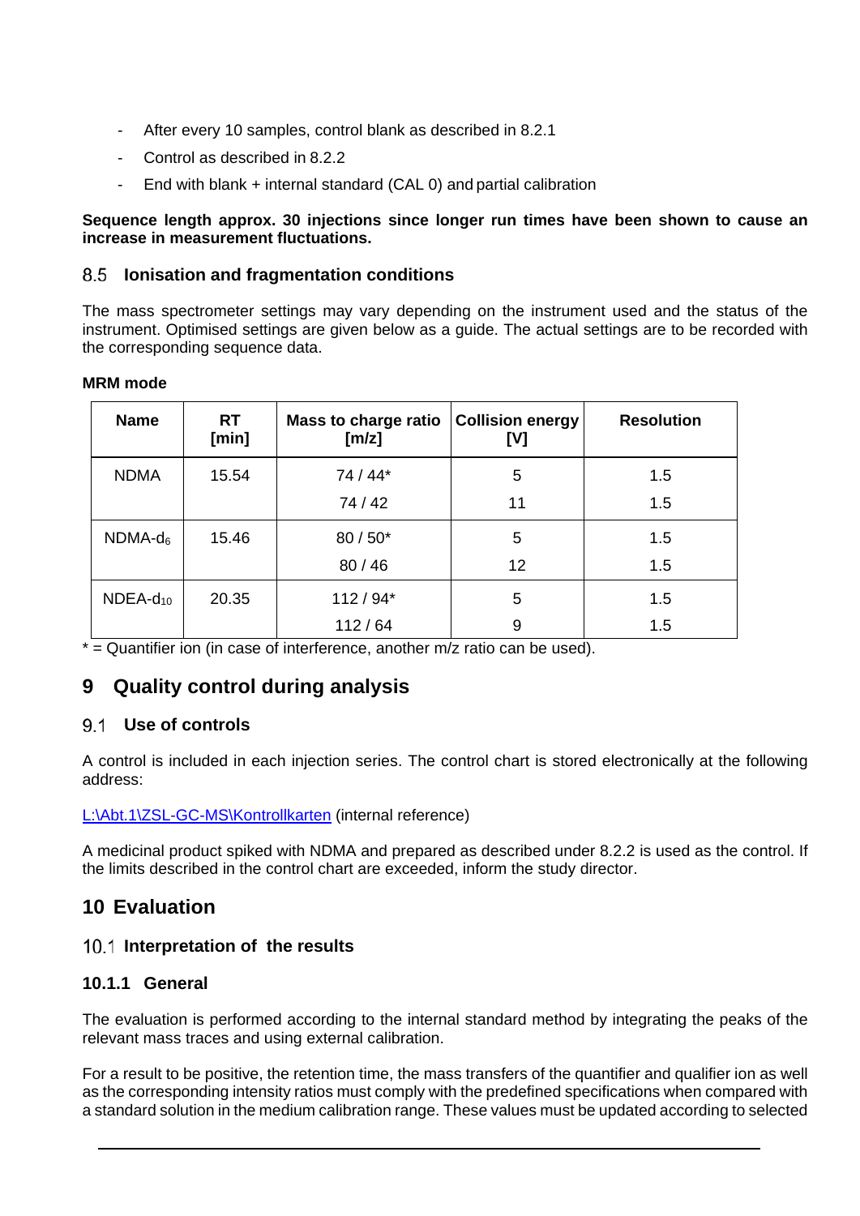- After every 10 samples, control blank as described in 8.2.1
- Control as described in 8.2.2
- End with blank + internal standard (CAL 0) and partial calibration

**Sequence length approx. 30 injections since longer run times have been shown to cause an increase in measurement fluctuations.**

## 8.5 Ionisation and fragmentation conditions

The mass spectrometer settings may vary depending on the instrument used and the status of the instrument. Optimised settings are given below as a guide. The actual settings are to be recorded with the corresponding sequence data.

**MRM mode**

| Name | RT [min] | Mass to charge ratio [m/z] | Collision energy [V] | Resolution |
|---|---|---|---|---|
| NDMA | 15.54 | 74 / 44* | 5 | 1.5 |
| | | 74 / 42 | 11 | 1.5 |
| NDMA-$d_6$ | 15.46 | 80 / 50* | 5 | 1.5 |
| | | 80 / 46 | 12 | 1.5 |
| NDEA-$d_{10}$ | 20.35 | 112 / 94* | 5 | 1.5 |
| | | 112 / 64 | 9 | 1.5 |

* = Quantifier ion (in case of interference, another m/z ratio can be used).

# 9 Quality control during analysis

## 9.1 Use of controls

A control is included in each injection series. The control chart is stored electronically at the following address:

L:\Abt.1\ZSL-GC-MS\Kontrollkarten (internal reference)

A medicinal product spiked with NDMA and prepared as described under 8.2.2 is used as the control. If the limits described in the control chart are exceeded, inform the study director.

# 10 Evaluation

## 10.1 Interpretation of the results

### 10.1.1 General

The evaluation is performed according to the internal standard method by integrating the peaks of the relevant mass traces and using external calibration.

For a result to be positive, the retention time, the mass transfers of the quantifier and qualifier ion as well as the corresponding intensity ratios must comply with the predefined specifications when compared with a standard solution in the medium calibration range. These values must be updated according to selected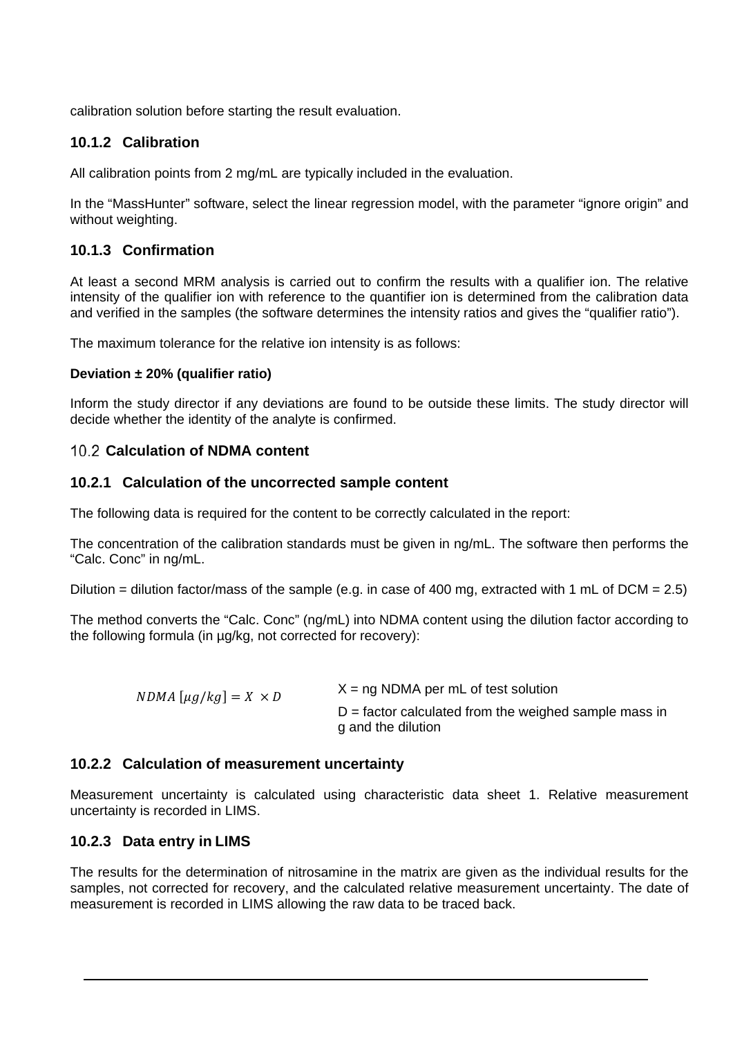calibration solution before starting the result evaluation.

### 10.1.2 Calibration

All calibration points from 2 mg/mL are typically included in the evaluation.

In the "MassHunter" software, select the linear regression model, with the parameter "ignore origin" and without weighting.

### 10.1.3 Confirmation

At least a second MRM analysis is carried out to confirm the results with a qualifier ion. The relative intensity of the qualifier ion with reference to the quantifier ion is determined from the calibration data and verified in the samples (the software determines the intensity ratios and gives the "qualifier ratio").

The maximum tolerance for the relative ion intensity is as follows:

**Deviation ± 20% (qualifier ratio)**

Inform the study director if any deviations are found to be outside these limits. The study director will decide whether the identity of the analyte is confirmed.

## 10.2 Calculation of NDMA content

### 10.2.1 Calculation of the uncorrected sample content

The following data is required for the content to be correctly calculated in the report:

The concentration of the calibration standards must be given in ng/mL. The software then performs the "Calc. Conc" in ng/mL.

Dilution = dilution factor/mass of the sample (e.g. in case of 400 mg, extracted with 1 mL of DCM = 2.5)

The method converts the "Calc. Conc" (ng/mL) into NDMA content using the dilution factor according to the following formula (in µg/kg, not corrected for recovery):

$$NDMA\ [\mu g/kg] = X \times D$$

X = ng NDMA per mL of test solution

D = factor calculated from the weighed sample mass in g and the dilution

### 10.2.2 Calculation of measurement uncertainty

Measurement uncertainty is calculated using characteristic data sheet 1. Relative measurement uncertainty is recorded in LIMS.

### 10.2.3 Data entry in LIMS

The results for the determination of nitrosamine in the matrix are given as the individual results for the samples, not corrected for recovery, and the calculated relative measurement uncertainty. The date of measurement is recorded in LIMS allowing the raw data to be traced back.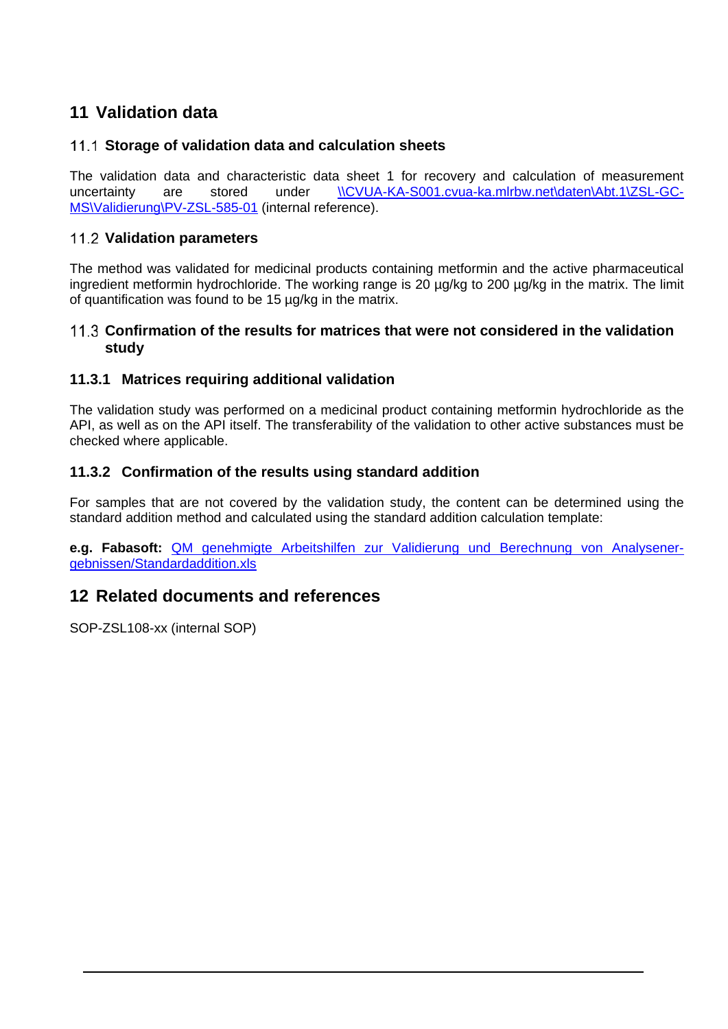# 11 Validation data

## 11.1 Storage of validation data and calculation sheets

The validation data and characteristic data sheet 1 for recovery and calculation of measurement uncertainty are stored under \\CVUA-KA-S001.cvua-ka.mlrbw.net\daten\Abt.1\ZSL-GC-MS\Validierung\PV-ZSL-585-01 (internal reference).

## 11.2 Validation parameters

The method was validated for medicinal products containing metformin and the active pharmaceutical ingredient metformin hydrochloride. The working range is 20 µg/kg to 200 µg/kg in the matrix. The limit of quantification was found to be 15 µg/kg in the matrix.

## 11.3 Confirmation of the results for matrices that were not considered in the validation study

### 11.3.1 Matrices requiring additional validation

The validation study was performed on a medicinal product containing metformin hydrochloride as the API, as well as on the API itself. The transferability of the validation to other active substances must be checked where applicable.

### 11.3.2 Confirmation of the results using standard addition

For samples that are not covered by the validation study, the content can be determined using the standard addition method and calculated using the standard addition calculation template:

**e.g. Fabasoft:** QM genehmigte Arbeitshilfen zur Validierung und Berechnung von Analysenergebnissen/Standardaddition.xls

# 12 Related documents and references

SOP-ZSL108-xx (internal SOP)